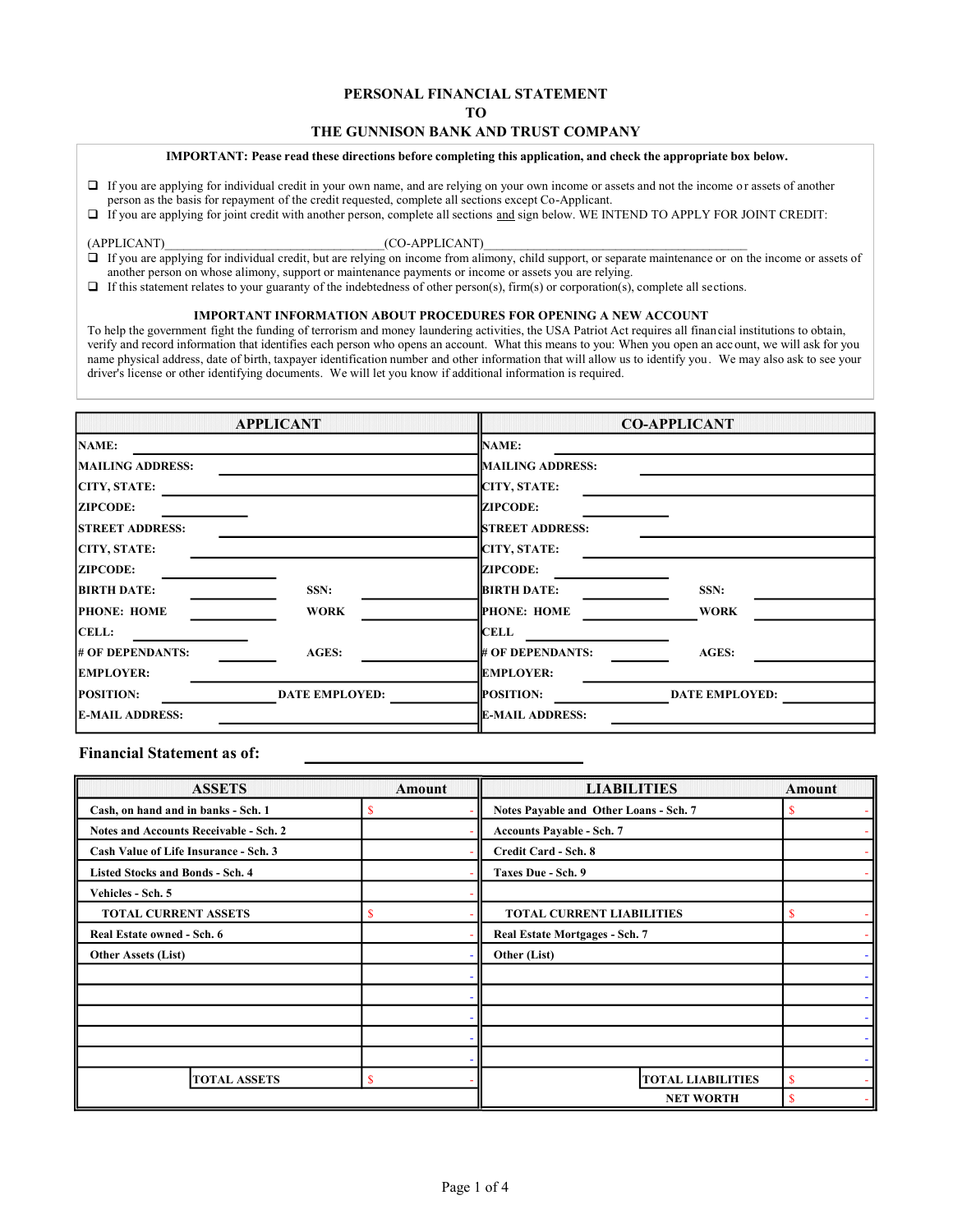# PERSONAL FINANCIAL STATEMENT
# TO
# THE GUNNISON BANK AND TRUST COMPANY

**IMPORTANT: Pease read these directions before completing this application, and check the appropriate box below.**

- ❑ If you are applying for individual credit in your own name, and are relying on your own income or assets and not the income or assets of another person as the basis for repayment of the credit requested, complete all sections except Co-Applicant.
- ❑ If you are applying for joint credit with another person, complete all sections and sign below. WE INTEND TO APPLY FOR JOINT CREDIT:

(APPLICANT)_________________________________(CO-APPLICANT)_________________________________________

- ❑ If you are applying for individual credit, but are relying on income from alimony, child support, or separate maintenance or on the income or assets of another person on whose alimony, support or maintenance payments or income or assets you are relying.
- ❑ If this statement relates to your guaranty of the indebtedness of other person(s), firm(s) or corporation(s), complete all sections.

**IMPORTANT INFORMATION ABOUT PROCEDURES FOR OPENING A NEW ACCOUNT**

To help the government fight the funding of terrorism and money laundering activities, the USA Patriot Act requires all financial institutions to obtain, verify and record information that identifies each person who opens an account. What this means to you: When you open an account, we will ask for you name physical address, date of birth, taxpayer identification number and other information that will allow us to identify you. We may also ask to see your driver's license or other identifying documents. We will let you know if additional information is required.

| APPLICANT | | | | CO-APPLICANT | | | |
|---|---|---|---|---|---|---|---|
| **NAME:** | | | | **NAME:** | | | |
| **MAILING ADDRESS:** | | | | **MAILING ADDRESS:** | | | |
| **CITY, STATE:** | | | | **CITY, STATE:** | | | |
| **ZIPCODE:** | | | | **ZIPCODE:** | | | |
| **STREET ADDRESS:** | | | | **STREET ADDRESS:** | | | |
| **CITY, STATE:** | | | | **CITY, STATE:** | | | |
| **ZIPCODE:** | | | | **ZIPCODE:** | | | |
| **BIRTH DATE:** | | **SSN:** | | **BIRTH DATE:** | | **SSN:** | |
| **PHONE: HOME** | | **WORK** | | **PHONE: HOME** | | **WORK** | |
| **CELL:** | | | | **CELL** | | | |
| **# OF DEPENDANTS:** | | **AGES:** | | **# OF DEPENDANTS:** | | **AGES:** | |
| **EMPLOYER:** | | | | **EMPLOYER:** | | | |
| **POSITION:** | | **DATE EMPLOYED:** | | **POSITION:** | | **DATE EMPLOYED:** | |
| **E-MAIL ADDRESS:** | | | | **E-MAIL ADDRESS:** | | | |

**Financial Statement as of:** ________________________________

| ASSETS | Amount | LIABILITIES | Amount |
|---|---|---|---|
| **Cash, on hand and in banks - Sch. 1** | $ - | **Notes Payable and Other Loans - Sch. 7** | $ - |
| **Notes and Accounts Receivable - Sch. 2** | - | **Accounts Payable - Sch. 7** | - |
| **Cash Value of Life Insurance - Sch. 3** | - | **Credit Card - Sch. 8** | - |
| **Listed Stocks and Bonds - Sch. 4** | - | **Taxes Due - Sch. 9** | - |
| **Vehicles - Sch. 5** | - | | |
| **TOTAL CURRENT ASSETS** | $ - | **TOTAL CURRENT LIABILITIES** | $ - |
| **Real Estate owned - Sch. 6** | - | **Real Estate Mortgages - Sch. 7** | - |
| **Other Assets (List)** | - | **Other (List)** | - |
| | - | | - |
| | - | | - |
| | - | | - |
| | - | | - |
| | - | | - |
| **TOTAL ASSETS** | $ - | **TOTAL LIABILITIES** | $ - |
| | | **NET WORTH** | $ - |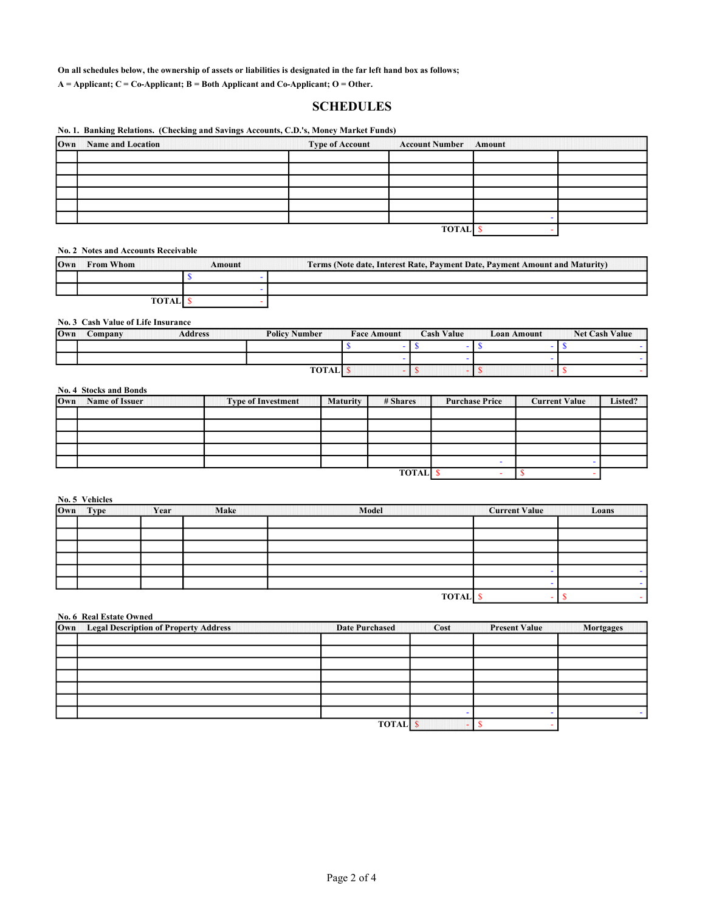**On all schedules below, the ownership of assets or liabilities is designated in the far left hand box as follows;**

**A = Applicant; C = Co-Applicant; B = Both Applicant and Co-Applicant; O = Other.**

## SCHEDULES

**No. 1. Banking Relations. (Checking and Savings Accounts, C.D.'s, Money Market Funds)**

| Own | Name and Location | Type of Account | Account Number | Amount | |
|---|---|---|---|---|---|
| | | | | | |
| | | | | | |
| | | | | | |
| | | | | | |
| | | | | | |
| | | | | - | |
| | | | TOTAL | $ - | |

**No. 2 Notes and Accounts Receivable**

| Own | From Whom | Amount | Terms (Note date, Interest Rate, Payment Date, Payment Amount and Maturity) |
|---|---|---|---|
| | | $ - | |
| | | - | |
| | TOTAL | $ - | |

**No. 3 Cash Value of Life Insurance**

| Own | Company Address | Policy Number | Face Amount | Cash Value | Loan Amount | Net Cash Value |
|---|---|---|---|---|---|---|
| | | | $ - | $ - | $ - | $ - |
| | | | - | - | - | - |
| | | TOTAL | $ - | $ - | $ - | $ - |

**No. 4 Stocks and Bonds**

| Own | Name of Issuer | Type of Investment | Maturity | # Shares | Purchase Price | Current Value | Listed? |
|---|---|---|---|---|---|---|---|
| | | | | | | | |
| | | | | | | | |
| | | | | | | | |
| | | | | | | | |
| | | | | | - | - | |
| | | | | TOTAL | $ - | $ - | |

**No. 5 Vehicles**

| Own | Type | Year | Make | Model | Current Value | Loans |
|---|---|---|---|---|---|---|
| | | | | | | |
| | | | | | | |
| | | | | | | |
| | | | | | | |
| | | | | | - | - |
| | | | | | - | - |
| | | | | TOTAL | $ - | $ - |

**No. 6 Real Estate Owned**

| Own | Legal Description of Property Address | Date Purchased | Cost | Present Value | Mortgages |
|---|---|---|---|---|---|
| | | | | | |
| | | | | | |
| | | | | | |
| | | | | | |
| | | | | | |
| | | | | | |
| | | | - | - | - |
| | | TOTAL | $ - | $ - | |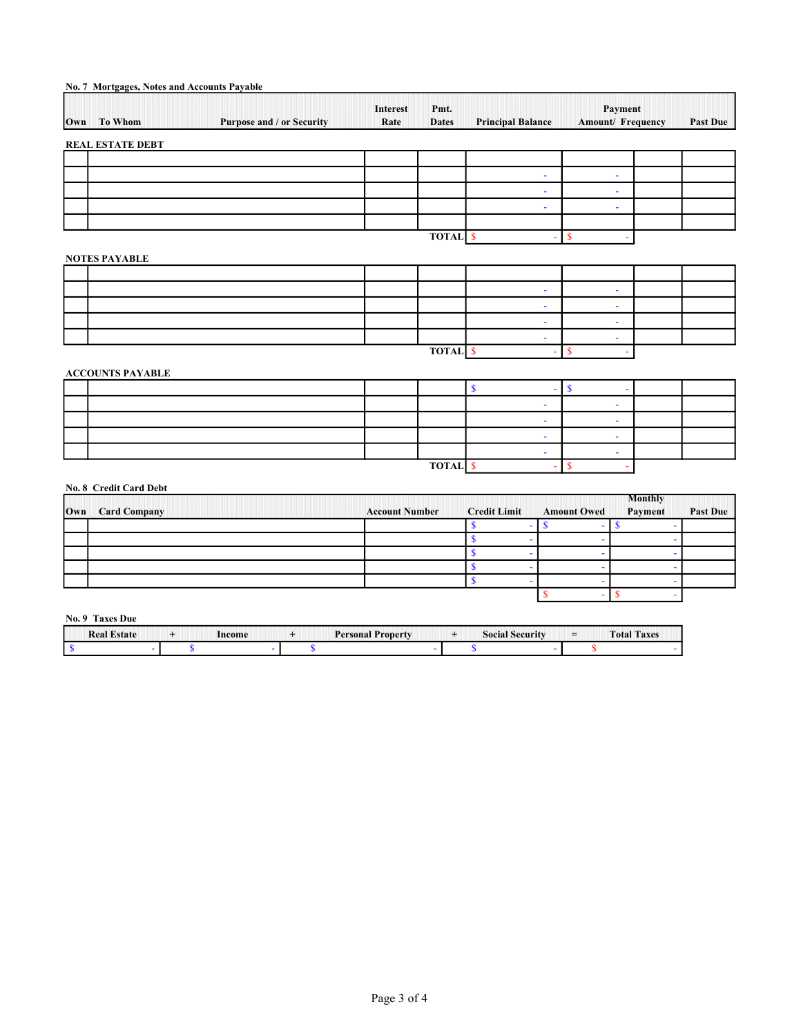**No. 7 Mortgages, Notes and Accounts Payable**

| Own | To Whom | Purpose and / or Security | Interest Rate | Pmt. Dates | Principal Balance | Payment Amount/ Frequency | | Past Due |
|---|---|---|---|---|---|---|---|---|
| **REAL ESTATE DEBT** | | | | | | | | |
| | | | | | | | | |
| | | | | | - | - | | |
| | | | | | - | - | | |
| | | | | | - | - | | |
| | | | | | | | | |
| | | | | TOTAL | $ - | $ - | | |
| **NOTES PAYABLE** | | | | | | | | |
| | | | | | | | | |
| | | | | | - | - | | |
| | | | | | - | - | | |
| | | | | | - | - | | |
| | | | | | - | - | | |
| | | | | TOTAL | $ - | $ - | | |
| **ACCOUNTS PAYABLE** | | | | | | | | |
| | | | | | $ - | $ - | | |
| | | | | | - | - | | |
| | | | | | - | - | | |
| | | | | | - | - | | |
| | | | | | - | - | | |
| | | | | TOTAL | $ - | $ - | | |

**No. 8 Credit Card Debt**

| Own | Card Company | Account Number | Credit Limit | Amount Owed | Monthly Payment | Past Due |
|---|---|---|---|---|---|---|
| | | | $ - | $ - | $ - | |
| | | | $ - | - | - | |
| | | | $ - | - | - | |
| | | | $ - | - | - | |
| | | | $ - | - | - | |
| | | | | $ - | $ - | |

**No. 9 Taxes Due**

| Real Estate | + | Income | + | Personal Property | + | Social Security | = | Total Taxes |
|---|---|---|---|---|---|---|---|---|
| $ - | | $ - | | $ - | | $ - | | $ - |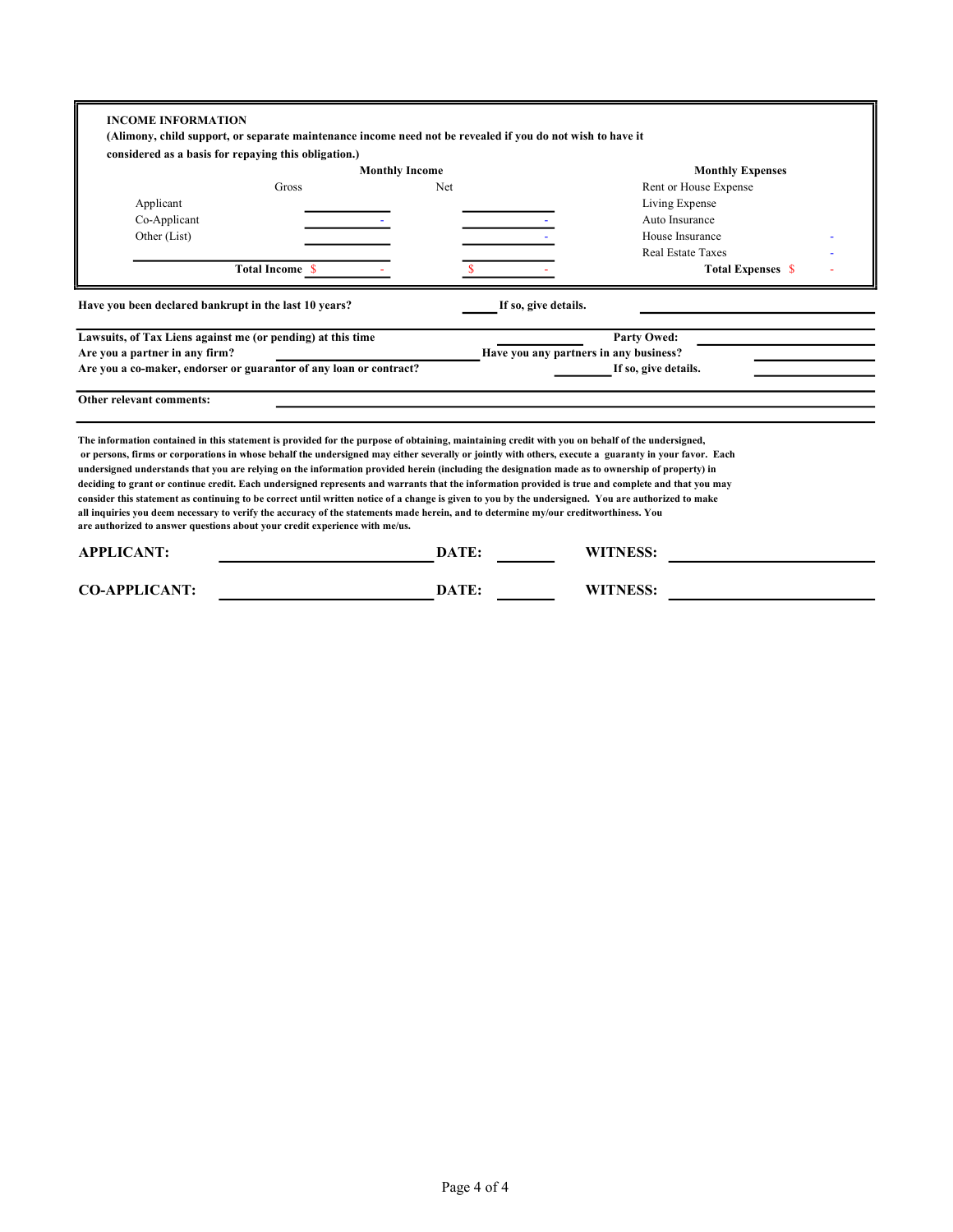**INCOME INFORMATION**

**(Alimony, child support, or separate maintenance income need not be revealed if you do not wish to have it considered as a basis for repaying this obligation.)**

| | Monthly Income | | | Monthly Expenses | |
|---|---|---|---|---|---|
| | Gross | Net | | | |
| Applicant | | | | Rent or House Expense | |
| Co-Applicant | - | - | | Living Expense | |
| Other (List) | | - | | Auto Insurance | |
| | | | | House Insurance | - |
| | | | | Real Estate Taxes | - |
| **Total Income** | $ - | $ - | | **Total Expenses** | $ - |

**Have you been declared bankrupt in the last 10 years?** ______ **If so, give details.** ______________________

**Lawsuits, of Tax Liens against me (or pending) at this time** ______ **Party Owed:** ______________________

**Are you a partner in any firm?** ______ **Have you any partners in any business?** ______

**Are you a co-maker, endorser or guarantor of any loan or contract?** ______ **If so, give details.** ______

**Other relevant comments:** ______________________

**The information contained in this statement is provided for the purpose of obtaining, maintaining credit with you on behalf of the undersigned, or persons, firms or corporations in whose behalf the undersigned may either severally or jointly with others, execute a guaranty in your favor. Each undersigned understands that you are relying on the information provided herein (including the designation made as to ownership of property) in deciding to grant or continue credit. Each undersigned represents and warrants that the information provided is true and complete and that you may consider this statement as continuing to be correct until written notice of a change is given to you by the undersigned. You are authorized to make all inquiries you deem necessary to verify the accuracy of the statements made herein, and to determine my/our creditworthiness. You are authorized to answer questions about your credit experience with me/us.**

**APPLICANT:** ______________________ **DATE:** ________ **WITNESS:** ______________________

**CO-APPLICANT:** ______________________ **DATE:** ________ **WITNESS:** ______________________